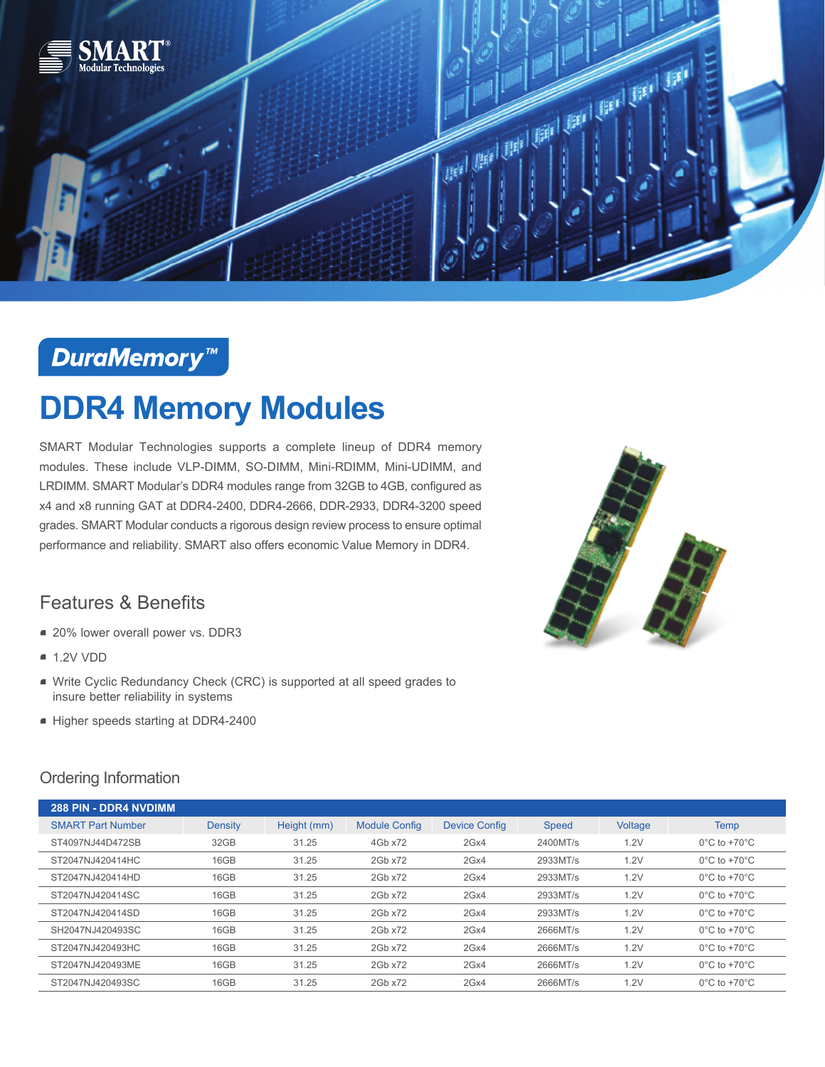SMART® Modular Technologies

DuraMemory™

# DDR4 Memory Modules

SMART Modular Technologies supports a complete lineup of DDR4 memory modules. These include VLP-DIMM, SO-DIMM, Mini-RDIMM, Mini-UDIMM, and LRDIMM. SMART Modular's DDR4 modules range from 32GB to 4GB, configured as x4 and x8 running GAT at DDR4-2400, DDR4-2666, DDR-2933, DDR4-3200 speed grades. SMART Modular conducts a rigorous design review process to ensure optimal performance and reliability. SMART also offers economic Value Memory in DDR4.

## Features & Benefits

- 20% lower overall power vs. DDR3
- 1.2V VDD
- Write Cyclic Redundancy Check (CRC) is supported at all speed grades to insure better reliability in systems
- Higher speeds starting at DDR4-2400

## Ordering Information

| 288 PIN - DDR4 NVDIMM | | | | | | | |
|---|---|---|---|---|---|---|---|
| SMART Part Number | Density | Height (mm) | Module Config | Device Config | Speed | Voltage | Temp |
| ST4097NJ44D472SB | 32GB | 31.25 | 4Gb x72 | 2Gx4 | 2400MT/s | 1.2V | 0°C to +70°C |
| ST2047NJ420414HC | 16GB | 31.25 | 2Gb x72 | 2Gx4 | 2933MT/s | 1.2V | 0°C to +70°C |
| ST2047NJ420414HD | 16GB | 31.25 | 2Gb x72 | 2Gx4 | 2933MT/s | 1.2V | 0°C to +70°C |
| ST2047NJ420414SC | 16GB | 31.25 | 2Gb x72 | 2Gx4 | 2933MT/s | 1.2V | 0°C to +70°C |
| ST2047NJ420414SD | 16GB | 31.25 | 2Gb x72 | 2Gx4 | 2933MT/s | 1.2V | 0°C to +70°C |
| SH2047NJ420493SC | 16GB | 31.25 | 2Gb x72 | 2Gx4 | 2666MT/s | 1.2V | 0°C to +70°C |
| ST2047NJ420493HC | 16GB | 31.25 | 2Gb x72 | 2Gx4 | 2666MT/s | 1.2V | 0°C to +70°C |
| ST2047NJ420493ME | 16GB | 31.25 | 2Gb x72 | 2Gx4 | 2666MT/s | 1.2V | 0°C to +70°C |
| ST2047NJ420493SC | 16GB | 31.25 | 2Gb x72 | 2Gx4 | 2666MT/s | 1.2V | 0°C to +70°C |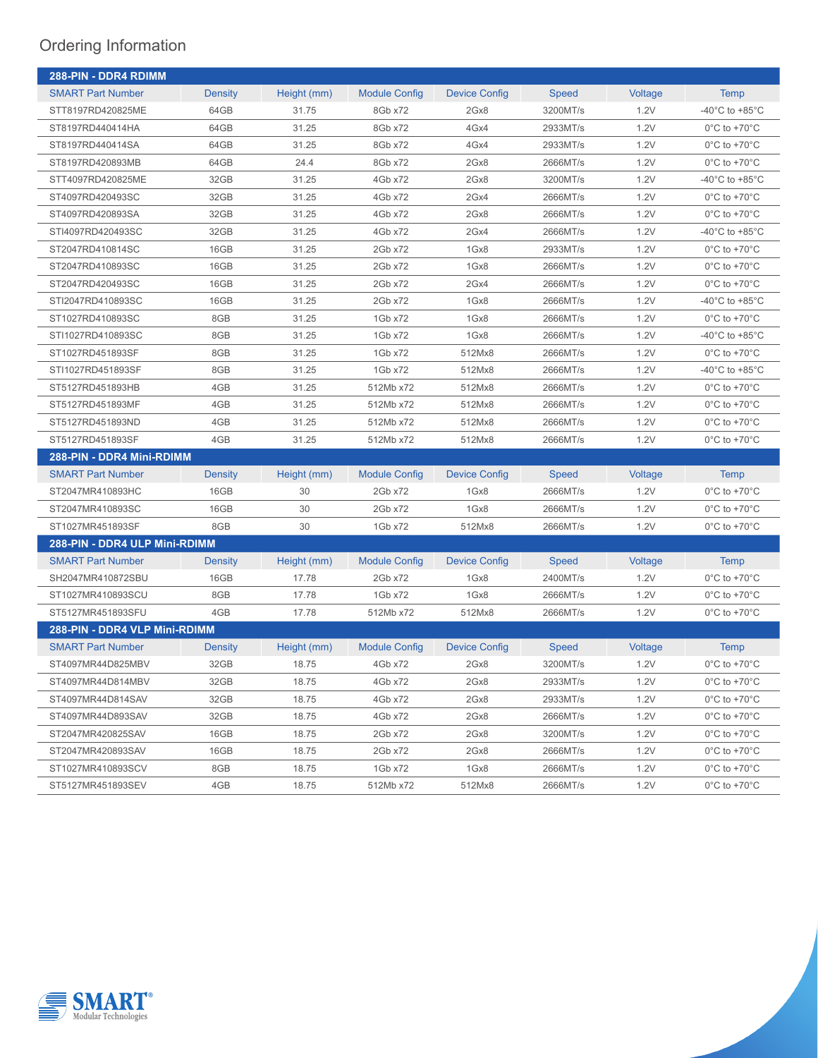## Ordering Information

| 288-PIN - DDR4 RDIMM | | | | | | | |
|---|---|---|---|---|---|---|---|
| SMART Part Number | Density | Height (mm) | Module Config | Device Config | Speed | Voltage | Temp |
| STT8197RD420825ME | 64GB | 31.75 | 8Gb x72 | 2Gx8 | 3200MT/s | 1.2V | -40°C to +85°C |
| ST8197RD440414HA | 64GB | 31.25 | 8Gb x72 | 4Gx4 | 2933MT/s | 1.2V | 0°C to +70°C |
| ST8197RD440414SA | 64GB | 31.25 | 8Gb x72 | 4Gx4 | 2933MT/s | 1.2V | 0°C to +70°C |
| ST8197RD420893MB | 64GB | 24.4 | 8Gb x72 | 2Gx8 | 2666MT/s | 1.2V | 0°C to +70°C |
| STT4097RD420825ME | 32GB | 31.25 | 4Gb x72 | 2Gx8 | 3200MT/s | 1.2V | -40°C to +85°C |
| ST4097RD420493SC | 32GB | 31.25 | 4Gb x72 | 2Gx4 | 2666MT/s | 1.2V | 0°C to +70°C |
| ST4097RD420893SA | 32GB | 31.25 | 4Gb x72 | 2Gx8 | 2666MT/s | 1.2V | 0°C to +70°C |
| STI4097RD420493SC | 32GB | 31.25 | 4Gb x72 | 2Gx4 | 2666MT/s | 1.2V | -40°C to +85°C |
| ST2047RD410814SC | 16GB | 31.25 | 2Gb x72 | 1Gx8 | 2933MT/s | 1.2V | 0°C to +70°C |
| ST2047RD410893SC | 16GB | 31.25 | 2Gb x72 | 1Gx8 | 2666MT/s | 1.2V | 0°C to +70°C |
| ST2047RD420493SC | 16GB | 31.25 | 2Gb x72 | 2Gx4 | 2666MT/s | 1.2V | 0°C to +70°C |
| STI2047RD410893SC | 16GB | 31.25 | 2Gb x72 | 1Gx8 | 2666MT/s | 1.2V | -40°C to +85°C |
| ST1027RD410893SC | 8GB | 31.25 | 1Gb x72 | 1Gx8 | 2666MT/s | 1.2V | 0°C to +70°C |
| STI1027RD410893SC | 8GB | 31.25 | 1Gb x72 | 1Gx8 | 2666MT/s | 1.2V | -40°C to +85°C |
| ST1027RD451893SF | 8GB | 31.25 | 1Gb x72 | 512Mx8 | 2666MT/s | 1.2V | 0°C to +70°C |
| STI1027RD451893SF | 8GB | 31.25 | 1Gb x72 | 512Mx8 | 2666MT/s | 1.2V | -40°C to +85°C |
| ST5127RD451893HB | 4GB | 31.25 | 512Mb x72 | 512Mx8 | 2666MT/s | 1.2V | 0°C to +70°C |
| ST5127RD451893MF | 4GB | 31.25 | 512Mb x72 | 512Mx8 | 2666MT/s | 1.2V | 0°C to +70°C |
| ST5127RD451893ND | 4GB | 31.25 | 512Mb x72 | 512Mx8 | 2666MT/s | 1.2V | 0°C to +70°C |
| ST5127RD451893SF | 4GB | 31.25 | 512Mb x72 | 512Mx8 | 2666MT/s | 1.2V | 0°C to +70°C |
| **288-PIN - DDR4 Mini-RDIMM** | | | | | | | |
| SMART Part Number | Density | Height (mm) | Module Config | Device Config | Speed | Voltage | Temp |
| ST2047MR410893HC | 16GB | 30 | 2Gb x72 | 1Gx8 | 2666MT/s | 1.2V | 0°C to +70°C |
| ST2047MR410893SC | 16GB | 30 | 2Gb x72 | 1Gx8 | 2666MT/s | 1.2V | 0°C to +70°C |
| ST1027MR451893SF | 8GB | 30 | 1Gb x72 | 512Mx8 | 2666MT/s | 1.2V | 0°C to +70°C |
| **288-PIN - DDR4 ULP Mini-RDIMM** | | | | | | | |
| SMART Part Number | Density | Height (mm) | Module Config | Device Config | Speed | Voltage | Temp |
| SH2047MR410872SBU | 16GB | 17.78 | 2Gb x72 | 1Gx8 | 2400MT/s | 1.2V | 0°C to +70°C |
| ST1027MR410893SCU | 8GB | 17.78 | 1Gb x72 | 1Gx8 | 2666MT/s | 1.2V | 0°C to +70°C |
| ST5127MR451893SFU | 4GB | 17.78 | 512Mb x72 | 512Mx8 | 2666MT/s | 1.2V | 0°C to +70°C |
| **288-PIN - DDR4 VLP Mini-RDIMM** | | | | | | | |
| SMART Part Number | Density | Height (mm) | Module Config | Device Config | Speed | Voltage | Temp |
| ST4097MR44D825MBV | 32GB | 18.75 | 4Gb x72 | 2Gx8 | 3200MT/s | 1.2V | 0°C to +70°C |
| ST4097MR44D814MBV | 32GB | 18.75 | 4Gb x72 | 2Gx8 | 2933MT/s | 1.2V | 0°C to +70°C |
| ST4097MR44D814SAV | 32GB | 18.75 | 4Gb x72 | 2Gx8 | 2933MT/s | 1.2V | 0°C to +70°C |
| ST4097MR44D893SAV | 32GB | 18.75 | 4Gb x72 | 2Gx8 | 2666MT/s | 1.2V | 0°C to +70°C |
| ST2047MR420825SAV | 16GB | 18.75 | 2Gb x72 | 2Gx8 | 3200MT/s | 1.2V | 0°C to +70°C |
| ST2047MR420893SAV | 16GB | 18.75 | 2Gb x72 | 2Gx8 | 2666MT/s | 1.2V | 0°C to +70°C |
| ST1027MR410893SCV | 8GB | 18.75 | 1Gb x72 | 1Gx8 | 2666MT/s | 1.2V | 0°C to +70°C |
| ST5127MR451893SEV | 4GB | 18.75 | 512Mb x72 | 512Mx8 | 2666MT/s | 1.2V | 0°C to +70°C |

SMART® Modular Technologies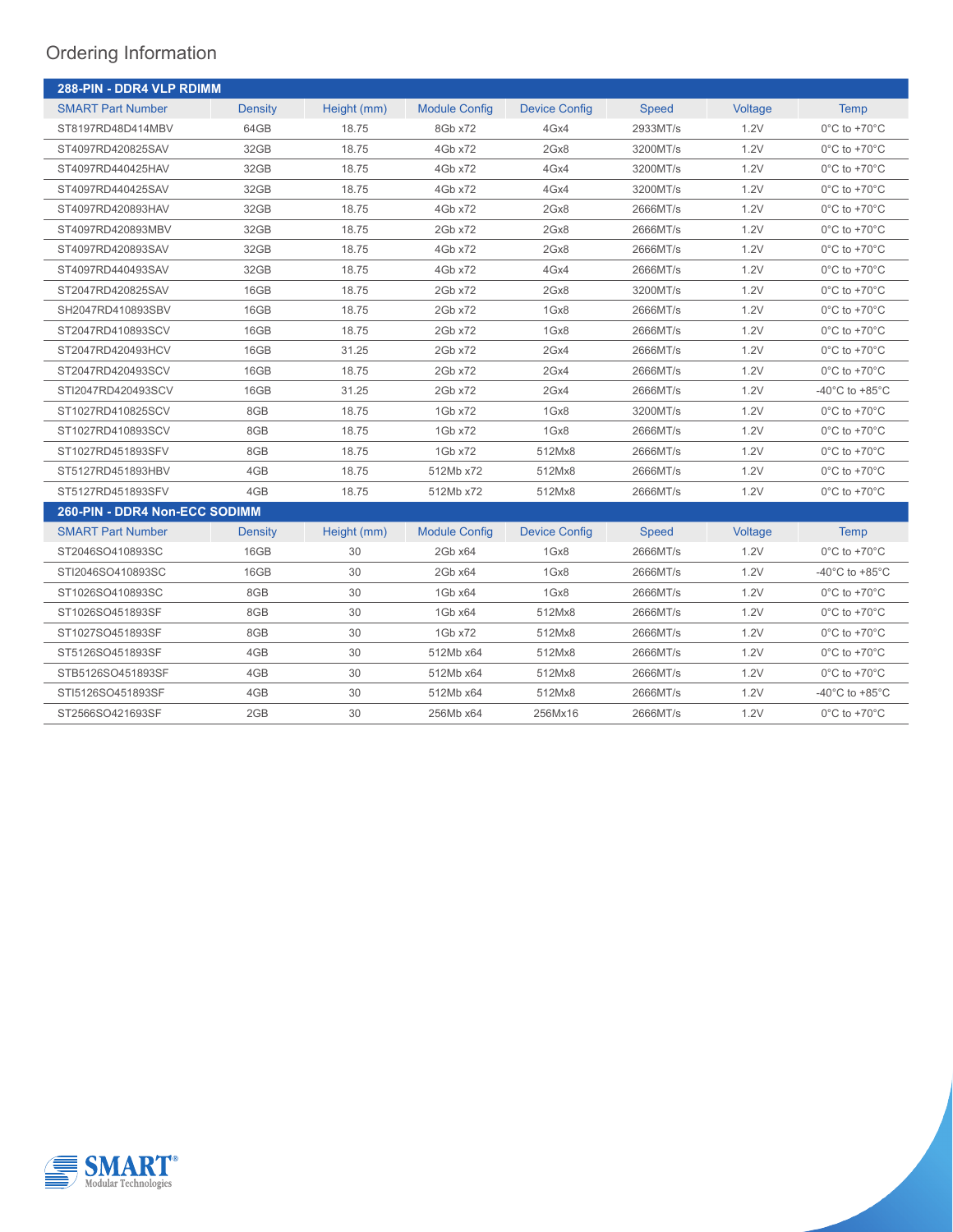## Ordering Information

### 288-PIN - DDR4 VLP RDIMM

| SMART Part Number | Density | Height (mm) | Module Config | Device Config | Speed | Voltage | Temp |
|---|---|---|---|---|---|---|---|
| ST8197RD48D414MBV | 64GB | 18.75 | 8Gb x72 | 4Gx4 | 2933MT/s | 1.2V | 0°C to +70°C |
| ST4097RD420825SAV | 32GB | 18.75 | 4Gb x72 | 2Gx8 | 3200MT/s | 1.2V | 0°C to +70°C |
| ST4097RD440425HAV | 32GB | 18.75 | 4Gb x72 | 4Gx4 | 3200MT/s | 1.2V | 0°C to +70°C |
| ST4097RD440425SAV | 32GB | 18.75 | 4Gb x72 | 4Gx4 | 3200MT/s | 1.2V | 0°C to +70°C |
| ST4097RD420893HAV | 32GB | 18.75 | 4Gb x72 | 2Gx8 | 2666MT/s | 1.2V | 0°C to +70°C |
| ST4097RD420893MBV | 32GB | 18.75 | 2Gb x72 | 2Gx8 | 2666MT/s | 1.2V | 0°C to +70°C |
| ST4097RD420893SAV | 32GB | 18.75 | 4Gb x72 | 2Gx8 | 2666MT/s | 1.2V | 0°C to +70°C |
| ST4097RD440493SAV | 32GB | 18.75 | 4Gb x72 | 4Gx4 | 2666MT/s | 1.2V | 0°C to +70°C |
| ST2047RD420825SAV | 16GB | 18.75 | 2Gb x72 | 2Gx8 | 3200MT/s | 1.2V | 0°C to +70°C |
| SH2047RD410893SBV | 16GB | 18.75 | 2Gb x72 | 1Gx8 | 2666MT/s | 1.2V | 0°C to +70°C |
| ST2047RD410893SCV | 16GB | 18.75 | 2Gb x72 | 1Gx8 | 2666MT/s | 1.2V | 0°C to +70°C |
| ST2047RD420493HCV | 16GB | 31.25 | 2Gb x72 | 2Gx4 | 2666MT/s | 1.2V | 0°C to +70°C |
| ST2047RD420493SCV | 16GB | 18.75 | 2Gb x72 | 2Gx4 | 2666MT/s | 1.2V | 0°C to +70°C |
| STI2047RD420493SCV | 16GB | 31.25 | 2Gb x72 | 2Gx4 | 2666MT/s | 1.2V | -40°C to +85°C |
| ST1027RD410825SCV | 8GB | 18.75 | 1Gb x72 | 1Gx8 | 3200MT/s | 1.2V | 0°C to +70°C |
| ST1027RD410893SCV | 8GB | 18.75 | 1Gb x72 | 1Gx8 | 2666MT/s | 1.2V | 0°C to +70°C |
| ST1027RD451893SFV | 8GB | 18.75 | 1Gb x72 | 512Mx8 | 2666MT/s | 1.2V | 0°C to +70°C |
| ST5127RD451893HBV | 4GB | 18.75 | 512Mb x72 | 512Mx8 | 2666MT/s | 1.2V | 0°C to +70°C |
| ST5127RD451893SFV | 4GB | 18.75 | 512Mb x72 | 512Mx8 | 2666MT/s | 1.2V | 0°C to +70°C |

### 260-PIN - DDR4 Non-ECC SODIMM

| SMART Part Number | Density | Height (mm) | Module Config | Device Config | Speed | Voltage | Temp |
|---|---|---|---|---|---|---|---|
| ST2046SO410893SC | 16GB | 30 | 2Gb x64 | 1Gx8 | 2666MT/s | 1.2V | 0°C to +70°C |
| STI2046SO410893SC | 16GB | 30 | 2Gb x64 | 1Gx8 | 2666MT/s | 1.2V | -40°C to +85°C |
| ST1026SO410893SC | 8GB | 30 | 1Gb x64 | 1Gx8 | 2666MT/s | 1.2V | 0°C to +70°C |
| ST1026SO451893SF | 8GB | 30 | 1Gb x64 | 512Mx8 | 2666MT/s | 1.2V | 0°C to +70°C |
| ST1027SO451893SF | 8GB | 30 | 1Gb x72 | 512Mx8 | 2666MT/s | 1.2V | 0°C to +70°C |
| ST5126SO451893SF | 4GB | 30 | 512Mb x64 | 512Mx8 | 2666MT/s | 1.2V | 0°C to +70°C |
| STB5126SO451893SF | 4GB | 30 | 512Mb x64 | 512Mx8 | 2666MT/s | 1.2V | 0°C to +70°C |
| STI5126SO451893SF | 4GB | 30 | 512Mb x64 | 512Mx8 | 2666MT/s | 1.2V | -40°C to +85°C |
| ST2566SO421693SF | 2GB | 30 | 256Mb x64 | 256Mx16 | 2666MT/s | 1.2V | 0°C to +70°C |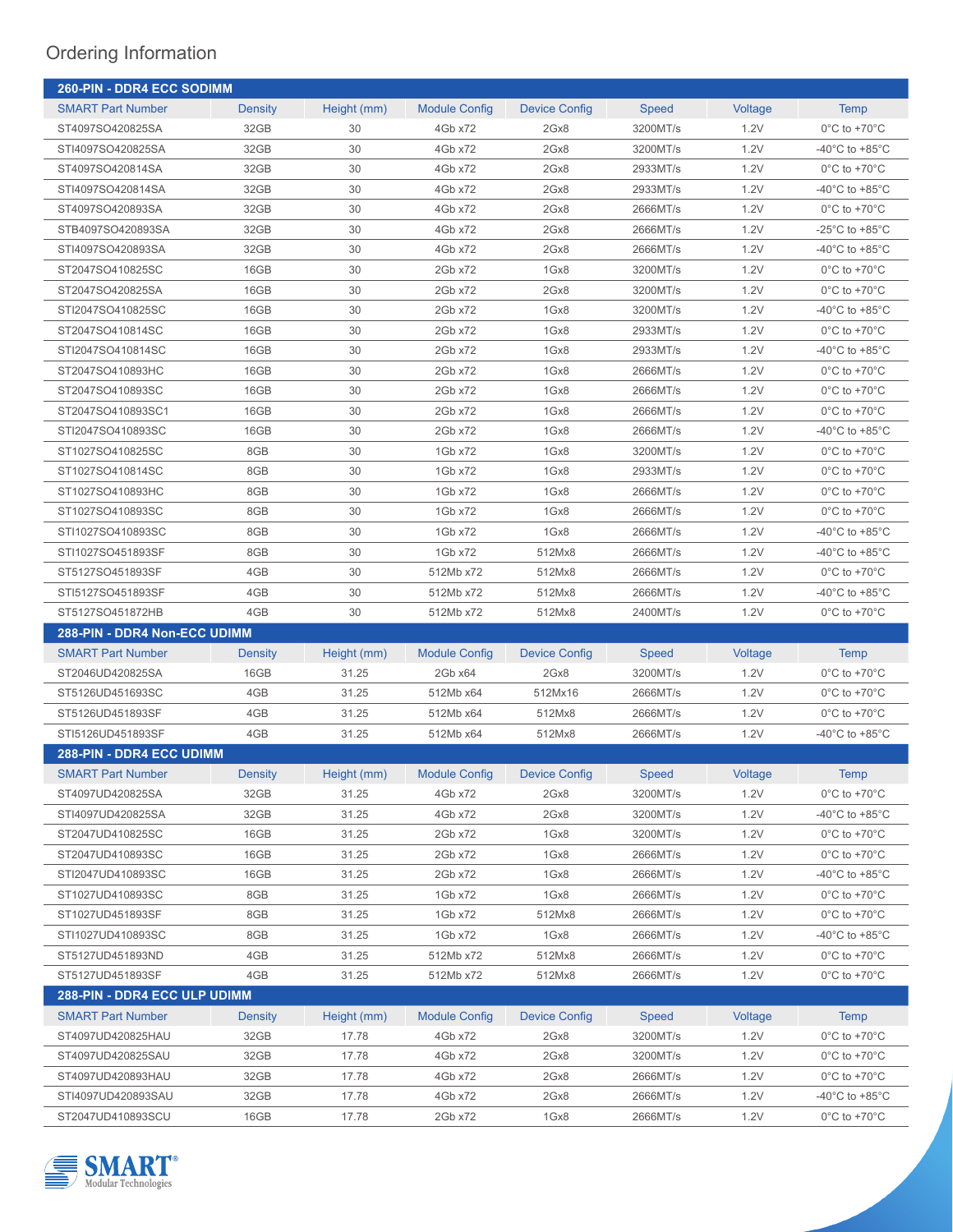# Ordering Information

### 260-PIN - DDR4 ECC SODIMM

| SMART Part Number | Density | Height (mm) | Module Config | Device Config | Speed | Voltage | Temp |
|---|---|---|---|---|---|---|---|
| ST4097SO420825SA | 32GB | 30 | 4Gb x72 | 2Gx8 | 3200MT/s | 1.2V | 0°C to +70°C |
| STI4097SO420825SA | 32GB | 30 | 4Gb x72 | 2Gx8 | 3200MT/s | 1.2V | -40°C to +85°C |
| ST4097SO420814SA | 32GB | 30 | 4Gb x72 | 2Gx8 | 2933MT/s | 1.2V | 0°C to +70°C |
| STI4097SO420814SA | 32GB | 30 | 4Gb x72 | 2Gx8 | 2933MT/s | 1.2V | -40°C to +85°C |
| ST4097SO420893SA | 32GB | 30 | 4Gb x72 | 2Gx8 | 2666MT/s | 1.2V | 0°C to +70°C |
| STB4097SO420893SA | 32GB | 30 | 4Gb x72 | 2Gx8 | 2666MT/s | 1.2V | -25°C to +85°C |
| STI4097SO420893SA | 32GB | 30 | 4Gb x72 | 2Gx8 | 2666MT/s | 1.2V | -40°C to +85°C |
| ST2047SO410825SC | 16GB | 30 | 2Gb x72 | 1Gx8 | 3200MT/s | 1.2V | 0°C to +70°C |
| ST2047SO420825SA | 16GB | 30 | 2Gb x72 | 2Gx8 | 3200MT/s | 1.2V | 0°C to +70°C |
| STI2047SO410825SC | 16GB | 30 | 2Gb x72 | 1Gx8 | 3200MT/s | 1.2V | -40°C to +85°C |
| ST2047SO410814SC | 16GB | 30 | 2Gb x72 | 1Gx8 | 2933MT/s | 1.2V | 0°C to +70°C |
| STI2047SO410814SC | 16GB | 30 | 2Gb x72 | 1Gx8 | 2933MT/s | 1.2V | -40°C to +85°C |
| ST2047SO410893HC | 16GB | 30 | 2Gb x72 | 1Gx8 | 2666MT/s | 1.2V | 0°C to +70°C |
| ST2047SO410893SC | 16GB | 30 | 2Gb x72 | 1Gx8 | 2666MT/s | 1.2V | 0°C to +70°C |
| ST2047SO410893SC1 | 16GB | 30 | 2Gb x72 | 1Gx8 | 2666MT/s | 1.2V | 0°C to +70°C |
| STI2047SO410893SC | 16GB | 30 | 2Gb x72 | 1Gx8 | 2666MT/s | 1.2V | -40°C to +85°C |
| ST1027SO410825SC | 8GB | 30 | 1Gb x72 | 1Gx8 | 3200MT/s | 1.2V | 0°C to +70°C |
| ST1027SO410814SC | 8GB | 30 | 1Gb x72 | 1Gx8 | 2933MT/s | 1.2V | 0°C to +70°C |
| ST1027SO410893HC | 8GB | 30 | 1Gb x72 | 1Gx8 | 2666MT/s | 1.2V | 0°C to +70°C |
| ST1027SO410893SC | 8GB | 30 | 1Gb x72 | 1Gx8 | 2666MT/s | 1.2V | 0°C to +70°C |
| STI1027SO410893SC | 8GB | 30 | 1Gb x72 | 1Gx8 | 2666MT/s | 1.2V | -40°C to +85°C |
| STI1027SO451893SF | 8GB | 30 | 1Gb x72 | 512Mx8 | 2666MT/s | 1.2V | -40°C to +85°C |
| ST5127SO451893SF | 4GB | 30 | 512Mb x72 | 512Mx8 | 2666MT/s | 1.2V | 0°C to +70°C |
| STI5127SO451893SF | 4GB | 30 | 512Mb x72 | 512Mx8 | 2666MT/s | 1.2V | -40°C to +85°C |
| ST5127SO451872HB | 4GB | 30 | 512Mb x72 | 512Mx8 | 2400MT/s | 1.2V | 0°C to +70°C |

### 288-PIN - DDR4 Non-ECC UDIMM

| SMART Part Number | Density | Height (mm) | Module Config | Device Config | Speed | Voltage | Temp |
|---|---|---|---|---|---|---|---|
| ST2046UD420825SA | 16GB | 31.25 | 2Gb x64 | 2Gx8 | 3200MT/s | 1.2V | 0°C to +70°C |
| ST5126UD451693SC | 4GB | 31.25 | 512Mb x64 | 512Mx16 | 2666MT/s | 1.2V | 0°C to +70°C |
| ST5126UD451893SF | 4GB | 31.25 | 512Mb x64 | 512Mx8 | 2666MT/s | 1.2V | 0°C to +70°C |
| STI5126UD451893SF | 4GB | 31.25 | 512Mb x64 | 512Mx8 | 2666MT/s | 1.2V | -40°C to +85°C |

### 288-PIN - DDR4 ECC UDIMM

| SMART Part Number | Density | Height (mm) | Module Config | Device Config | Speed | Voltage | Temp |
|---|---|---|---|---|---|---|---|
| ST4097UD420825SA | 32GB | 31.25 | 4Gb x72 | 2Gx8 | 3200MT/s | 1.2V | 0°C to +70°C |
| STI4097UD420825SA | 32GB | 31.25 | 4Gb x72 | 2Gx8 | 3200MT/s | 1.2V | -40°C to +85°C |
| ST2047UD410825SC | 16GB | 31.25 | 2Gb x72 | 1Gx8 | 3200MT/s | 1.2V | 0°C to +70°C |
| ST2047UD410893SC | 16GB | 31.25 | 2Gb x72 | 1Gx8 | 2666MT/s | 1.2V | 0°C to +70°C |
| STI2047UD410893SC | 16GB | 31.25 | 2Gb x72 | 1Gx8 | 2666MT/s | 1.2V | -40°C to +85°C |
| ST1027UD410893SC | 8GB | 31.25 | 1Gb x72 | 1Gx8 | 2666MT/s | 1.2V | 0°C to +70°C |
| ST1027UD451893SF | 8GB | 31.25 | 1Gb x72 | 512Mx8 | 2666MT/s | 1.2V | 0°C to +70°C |
| STI1027UD410893SC | 8GB | 31.25 | 1Gb x72 | 1Gx8 | 2666MT/s | 1.2V | -40°C to +85°C |
| ST5127UD451893ND | 4GB | 31.25 | 512Mb x72 | 512Mx8 | 2666MT/s | 1.2V | 0°C to +70°C |
| ST5127UD451893SF | 4GB | 31.25 | 512Mb x72 | 512Mx8 | 2666MT/s | 1.2V | 0°C to +70°C |

### 288-PIN - DDR4 ECC ULP UDIMM

| SMART Part Number | Density | Height (mm) | Module Config | Device Config | Speed | Voltage | Temp |
|---|---|---|---|---|---|---|---|
| ST4097UD420825HAU | 32GB | 17.78 | 4Gb x72 | 2Gx8 | 3200MT/s | 1.2V | 0°C to +70°C |
| ST4097UD420825SAU | 32GB | 17.78 | 4Gb x72 | 2Gx8 | 3200MT/s | 1.2V | 0°C to +70°C |
| ST4097UD420893HAU | 32GB | 17.78 | 4Gb x72 | 2Gx8 | 2666MT/s | 1.2V | 0°C to +70°C |
| STI4097UD420893SAU | 32GB | 17.78 | 4Gb x72 | 2Gx8 | 2666MT/s | 1.2V | -40°C to +85°C |
| ST2047UD410893SCU | 16GB | 17.78 | 2Gb x72 | 1Gx8 | 2666MT/s | 1.2V | 0°C to +70°C |

SMART® Modular Technologies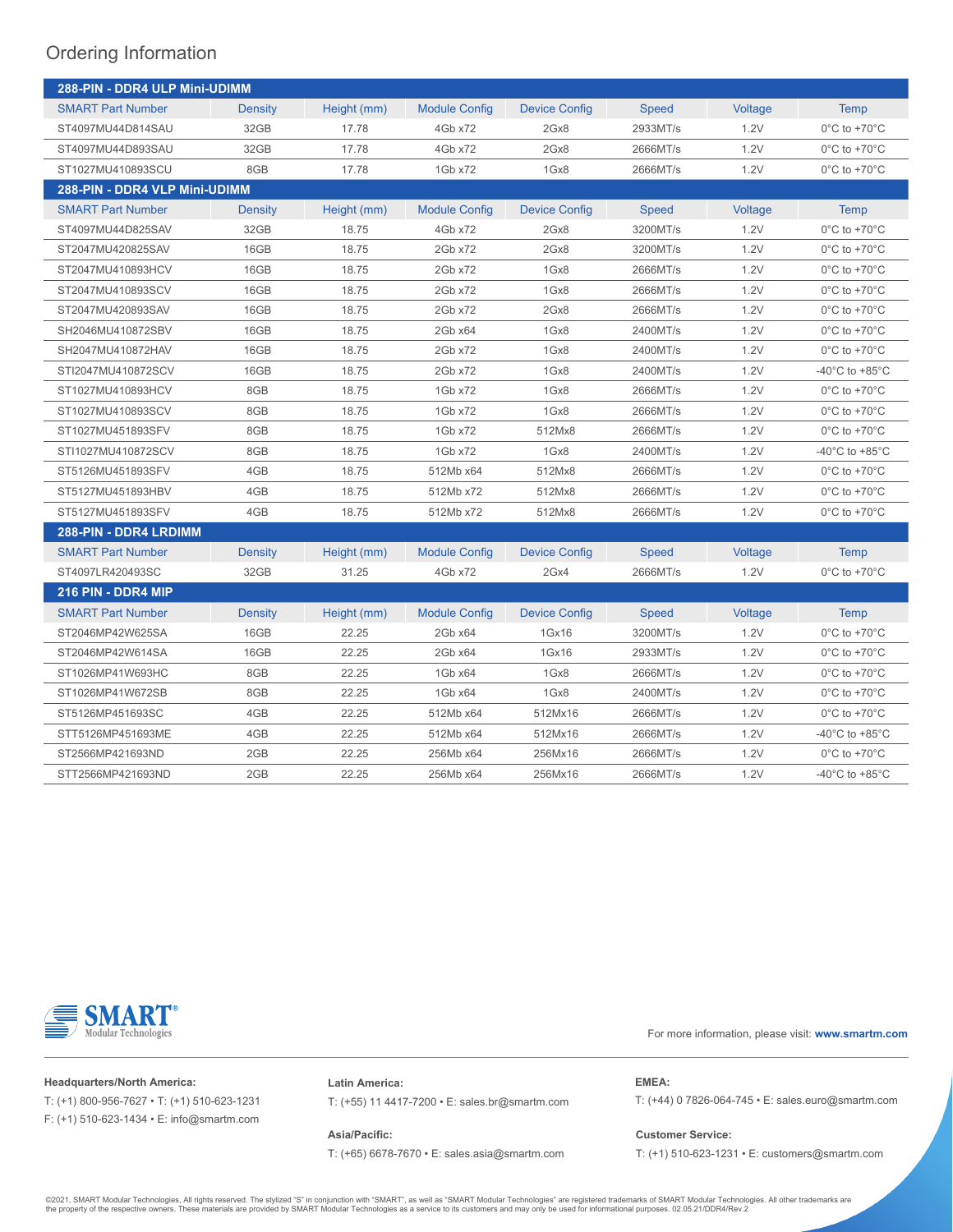## Ordering Information

| 288-PIN - DDR4 ULP Mini-UDIMM | | | | | | | |
|---|---|---|---|---|---|---|---|
| SMART Part Number | Density | Height (mm) | Module Config | Device Config | Speed | Voltage | Temp |
| ST4097MU44D814SAU | 32GB | 17.78 | 4Gb x72 | 2Gx8 | 2933MT/s | 1.2V | 0°C to +70°C |
| ST4097MU44D893SAU | 32GB | 17.78 | 4Gb x72 | 2Gx8 | 2666MT/s | 1.2V | 0°C to +70°C |
| ST1027MU410893SCU | 8GB | 17.78 | 1Gb x72 | 1Gx8 | 2666MT/s | 1.2V | 0°C to +70°C |

| 288-PIN - DDR4 VLP Mini-UDIMM | | | | | | | |
|---|---|---|---|---|---|---|---|
| SMART Part Number | Density | Height (mm) | Module Config | Device Config | Speed | Voltage | Temp |
| ST4097MU44D825SAV | 32GB | 18.75 | 4Gb x72 | 2Gx8 | 3200MT/s | 1.2V | 0°C to +70°C |
| ST2047MU420825SAV | 16GB | 18.75 | 2Gb x72 | 2Gx8 | 3200MT/s | 1.2V | 0°C to +70°C |
| ST2047MU410893HCV | 16GB | 18.75 | 2Gb x72 | 1Gx8 | 2666MT/s | 1.2V | 0°C to +70°C |
| ST2047MU410893SCV | 16GB | 18.75 | 2Gb x72 | 1Gx8 | 2666MT/s | 1.2V | 0°C to +70°C |
| ST2047MU420893SAV | 16GB | 18.75 | 2Gb x72 | 2Gx8 | 2666MT/s | 1.2V | 0°C to +70°C |
| SH2046MU410872SBV | 16GB | 18.75 | 2Gb x64 | 1Gx8 | 2400MT/s | 1.2V | 0°C to +70°C |
| SH2047MU410872HAV | 16GB | 18.75 | 2Gb x72 | 1Gx8 | 2400MT/s | 1.2V | 0°C to +70°C |
| STI2047MU410872SCV | 16GB | 18.75 | 2Gb x72 | 1Gx8 | 2400MT/s | 1.2V | -40°C to +85°C |
| ST1027MU410893HCV | 8GB | 18.75 | 1Gb x72 | 1Gx8 | 2666MT/s | 1.2V | 0°C to +70°C |
| ST1027MU410893SCV | 8GB | 18.75 | 1Gb x72 | 1Gx8 | 2666MT/s | 1.2V | 0°C to +70°C |
| ST1027MU451893SFV | 8GB | 18.75 | 1Gb x72 | 512Mx8 | 2666MT/s | 1.2V | 0°C to +70°C |
| STI1027MU410872SCV | 8GB | 18.75 | 1Gb x72 | 1Gx8 | 2400MT/s | 1.2V | -40°C to +85°C |
| ST5126MU451893SFV | 4GB | 18.75 | 512Mb x64 | 512Mx8 | 2666MT/s | 1.2V | 0°C to +70°C |
| ST5127MU451893HBV | 4GB | 18.75 | 512Mb x72 | 512Mx8 | 2666MT/s | 1.2V | 0°C to +70°C |
| ST5127MU451893SFV | 4GB | 18.75 | 512Mb x72 | 512Mx8 | 2666MT/s | 1.2V | 0°C to +70°C |

| 288-PIN - DDR4 LRDIMM | | | | | | | |
|---|---|---|---|---|---|---|---|
| SMART Part Number | Density | Height (mm) | Module Config | Device Config | Speed | Voltage | Temp |
| ST4097LR420493SC | 32GB | 31.25 | 4Gb x72 | 2Gx4 | 2666MT/s | 1.2V | 0°C to +70°C |

| 216 PIN - DDR4 MIP | | | | | | | |
|---|---|---|---|---|---|---|---|
| SMART Part Number | Density | Height (mm) | Module Config | Device Config | Speed | Voltage | Temp |
| ST2046MP42W625SA | 16GB | 22.25 | 2Gb x64 | 1Gx16 | 3200MT/s | 1.2V | 0°C to +70°C |
| ST2046MP42W614SA | 16GB | 22.25 | 2Gb x64 | 1Gx16 | 2933MT/s | 1.2V | 0°C to +70°C |
| ST1026MP41W693HC | 8GB | 22.25 | 1Gb x64 | 1Gx8 | 2666MT/s | 1.2V | 0°C to +70°C |
| ST1026MP41W672SB | 8GB | 22.25 | 1Gb x64 | 1Gx8 | 2400MT/s | 1.2V | 0°C to +70°C |
| ST5126MP451693SC | 4GB | 22.25 | 512Mb x64 | 512Mx16 | 2666MT/s | 1.2V | 0°C to +70°C |
| STT5126MP451693ME | 4GB | 22.25 | 512Mb x64 | 512Mx16 | 2666MT/s | 1.2V | -40°C to +85°C |
| ST2566MP421693ND | 2GB | 22.25 | 256Mb x64 | 256Mx16 | 2666MT/s | 1.2V | 0°C to +70°C |
| STT2566MP421693ND | 2GB | 22.25 | 256Mb x64 | 256Mx16 | 2666MT/s | 1.2V | -40°C to +85°C |

SMART® Modular Technologies

For more information, please visit: **www.smartm.com**

**Headquarters/North America:**
T: (+1) 800-956-7627 • T: (+1) 510-623-1231
F: (+1) 510-623-1434 • E: info@smartm.com

**Latin America:**
T: (+55) 11 4417-7200 • E: sales.br@smartm.com

**Asia/Pacific:**
T: (+65) 6678-7670 • E: sales.asia@smartm.com

**EMEA:**
T: (+44) 0 7826-064-745 • E: sales.euro@smartm.com

**Customer Service:**
T: (+1) 510-623-1231 • E: customers@smartm.com

©2021, SMART Modular Technologies, All rights reserved. The stylized "S" in conjunction with "SMART", as well as "SMART Modular Technologies" are registered trademarks of SMART Modular Technologies. All other trademarks are the property of the respective owners. These materials are provided by SMART Modular Technologies as a service to its customers and may only be used for informational purposes. 02.05.21/DDR4/Rev.2